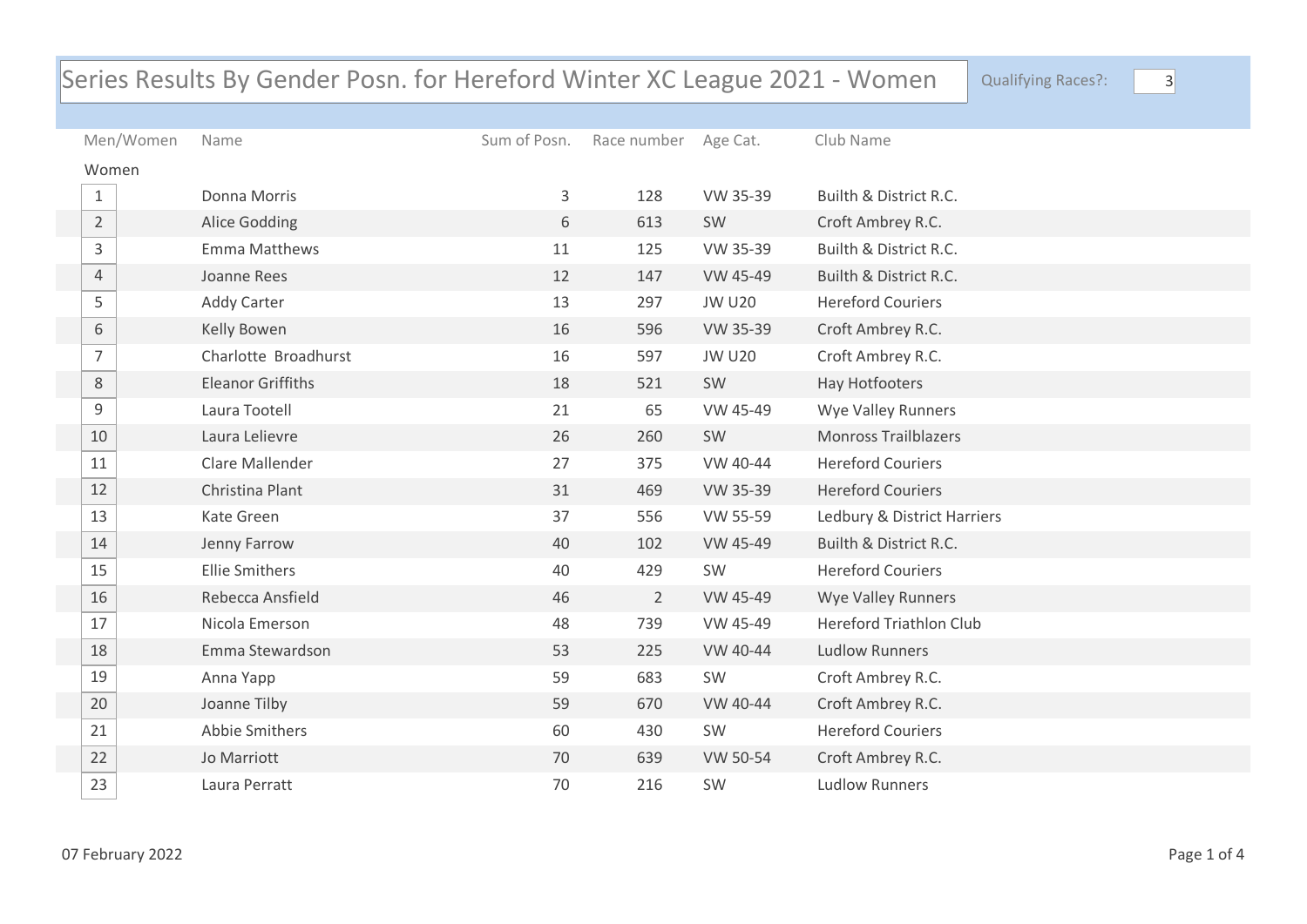# Series Results By Gender Posn. for Hereford Winter XC League 2021 - Women

Qualifying Races?: 3

| Men/Women | Name | Sum of Posn. | Race number | Age Cat. | Club Name |
|---|---|---|---|---|---|
| **Women** | | | | | |
| 1 | Donna Morris | 3 | 128 | VW 35-39 | Builth & District R.C. |
| 2 | Alice Godding | 6 | 613 | SW | Croft Ambrey R.C. |
| 3 | Emma Matthews | 11 | 125 | VW 35-39 | Builth & District R.C. |
| 4 | Joanne Rees | 12 | 147 | VW 45-49 | Builth & District R.C. |
| 5 | Addy Carter | 13 | 297 | JW U20 | Hereford Couriers |
| 6 | Kelly Bowen | 16 | 596 | VW 35-39 | Croft Ambrey R.C. |
| 7 | Charlotte Broadhurst | 16 | 597 | JW U20 | Croft Ambrey R.C. |
| 8 | Eleanor Griffiths | 18 | 521 | SW | Hay Hotfooters |
| 9 | Laura Tootell | 21 | 65 | VW 45-49 | Wye Valley Runners |
| 10 | Laura Lelievre | 26 | 260 | SW | Monross Trailblazers |
| 11 | Clare Mallender | 27 | 375 | VW 40-44 | Hereford Couriers |
| 12 | Christina Plant | 31 | 469 | VW 35-39 | Hereford Couriers |
| 13 | Kate Green | 37 | 556 | VW 55-59 | Ledbury & District Harriers |
| 14 | Jenny Farrow | 40 | 102 | VW 45-49 | Builth & District R.C. |
| 15 | Ellie Smithers | 40 | 429 | SW | Hereford Couriers |
| 16 | Rebecca Ansfield | 46 | 2 | VW 45-49 | Wye Valley Runners |
| 17 | Nicola Emerson | 48 | 739 | VW 45-49 | Hereford Triathlon Club |
| 18 | Emma Stewardson | 53 | 225 | VW 40-44 | Ludlow Runners |
| 19 | Anna Yapp | 59 | 683 | SW | Croft Ambrey R.C. |
| 20 | Joanne Tilby | 59 | 670 | VW 40-44 | Croft Ambrey R.C. |
| 21 | Abbie Smithers | 60 | 430 | SW | Hereford Couriers |
| 22 | Jo Marriott | 70 | 639 | VW 50-54 | Croft Ambrey R.C. |
| 23 | Laura Perratt | 70 | 216 | SW | Ludlow Runners |

07 February 2022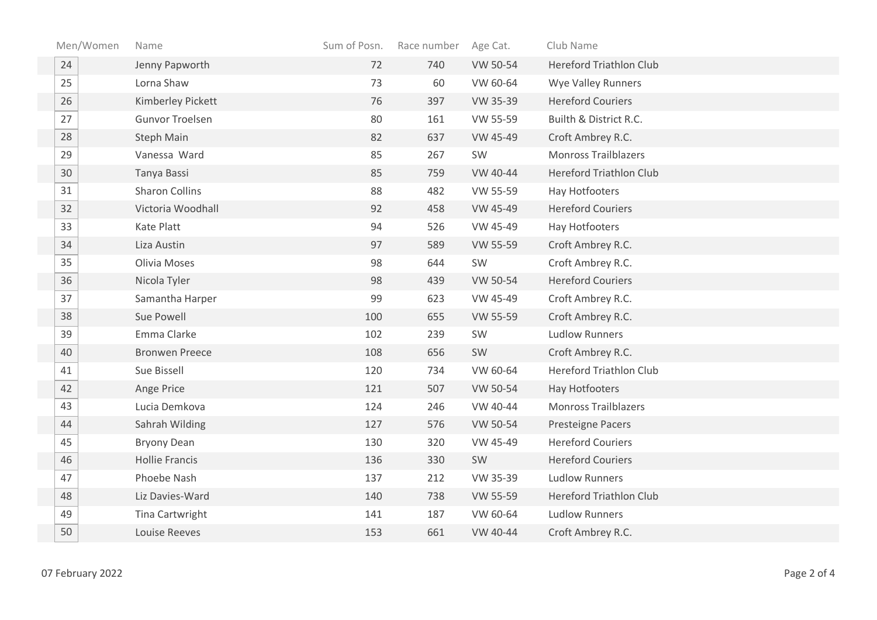| Men/Women | Name | Sum of Posn. | Race number | Age Cat. | Club Name |
|---|---|---|---|---|---|
| 24 | Jenny Papworth | 72 | 740 | VW 50-54 | Hereford Triathlon Club |
| 25 | Lorna Shaw | 73 | 60 | VW 60-64 | Wye Valley Runners |
| 26 | Kimberley Pickett | 76 | 397 | VW 35-39 | Hereford Couriers |
| 27 | Gunvor Troelsen | 80 | 161 | VW 55-59 | Builth & District R.C. |
| 28 | Steph Main | 82 | 637 | VW 45-49 | Croft Ambrey R.C. |
| 29 | Vanessa Ward | 85 | 267 | SW | Monross Trailblazers |
| 30 | Tanya Bassi | 85 | 759 | VW 40-44 | Hereford Triathlon Club |
| 31 | Sharon Collins | 88 | 482 | VW 55-59 | Hay Hotfooters |
| 32 | Victoria Woodhall | 92 | 458 | VW 45-49 | Hereford Couriers |
| 33 | Kate Platt | 94 | 526 | VW 45-49 | Hay Hotfooters |
| 34 | Liza Austin | 97 | 589 | VW 55-59 | Croft Ambrey R.C. |
| 35 | Olivia Moses | 98 | 644 | SW | Croft Ambrey R.C. |
| 36 | Nicola Tyler | 98 | 439 | VW 50-54 | Hereford Couriers |
| 37 | Samantha Harper | 99 | 623 | VW 45-49 | Croft Ambrey R.C. |
| 38 | Sue Powell | 100 | 655 | VW 55-59 | Croft Ambrey R.C. |
| 39 | Emma Clarke | 102 | 239 | SW | Ludlow Runners |
| 40 | Bronwen Preece | 108 | 656 | SW | Croft Ambrey R.C. |
| 41 | Sue Bissell | 120 | 734 | VW 60-64 | Hereford Triathlon Club |
| 42 | Ange Price | 121 | 507 | VW 50-54 | Hay Hotfooters |
| 43 | Lucia Demkova | 124 | 246 | VW 40-44 | Monross Trailblazers |
| 44 | Sahrah Wilding | 127 | 576 | VW 50-54 | Presteigne Pacers |
| 45 | Bryony Dean | 130 | 320 | VW 45-49 | Hereford Couriers |
| 46 | Hollie Francis | 136 | 330 | SW | Hereford Couriers |
| 47 | Phoebe Nash | 137 | 212 | VW 35-39 | Ludlow Runners |
| 48 | Liz Davies-Ward | 140 | 738 | VW 55-59 | Hereford Triathlon Club |
| 49 | Tina Cartwright | 141 | 187 | VW 60-64 | Ludlow Runners |
| 50 | Louise Reeves | 153 | 661 | VW 40-44 | Croft Ambrey R.C. |

07 February 2022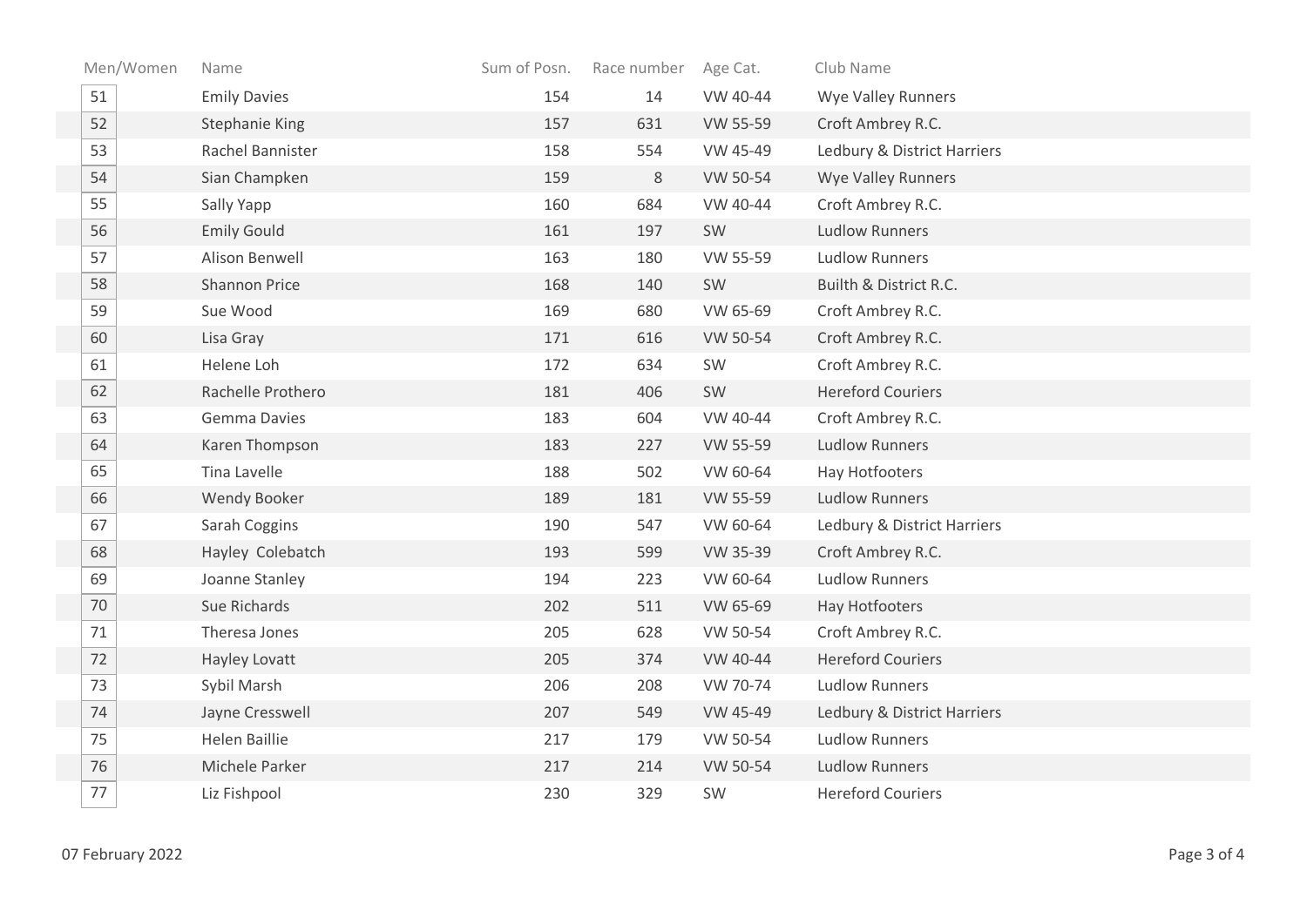| Men/Women | Name | Sum of Posn. | Race number | Age Cat. | Club Name |
| --- | --- | --- | --- | --- | --- |
| 51 | Emily Davies | 154 | 14 | VW 40-44 | Wye Valley Runners |
| 52 | Stephanie King | 157 | 631 | VW 55-59 | Croft Ambrey R.C. |
| 53 | Rachel Bannister | 158 | 554 | VW 45-49 | Ledbury & District Harriers |
| 54 | Sian Champken | 159 | 8 | VW 50-54 | Wye Valley Runners |
| 55 | Sally Yapp | 160 | 684 | VW 40-44 | Croft Ambrey R.C. |
| 56 | Emily Gould | 161 | 197 | SW | Ludlow Runners |
| 57 | Alison Benwell | 163 | 180 | VW 55-59 | Ludlow Runners |
| 58 | Shannon Price | 168 | 140 | SW | Builth & District R.C. |
| 59 | Sue Wood | 169 | 680 | VW 65-69 | Croft Ambrey R.C. |
| 60 | Lisa Gray | 171 | 616 | VW 50-54 | Croft Ambrey R.C. |
| 61 | Helene Loh | 172 | 634 | SW | Croft Ambrey R.C. |
| 62 | Rachelle Prothero | 181 | 406 | SW | Hereford Couriers |
| 63 | Gemma Davies | 183 | 604 | VW 40-44 | Croft Ambrey R.C. |
| 64 | Karen Thompson | 183 | 227 | VW 55-59 | Ludlow Runners |
| 65 | Tina Lavelle | 188 | 502 | VW 60-64 | Hay Hotfooters |
| 66 | Wendy Booker | 189 | 181 | VW 55-59 | Ludlow Runners |
| 67 | Sarah Coggins | 190 | 547 | VW 60-64 | Ledbury & District Harriers |
| 68 | Hayley Colebatch | 193 | 599 | VW 35-39 | Croft Ambrey R.C. |
| 69 | Joanne Stanley | 194 | 223 | VW 60-64 | Ludlow Runners |
| 70 | Sue Richards | 202 | 511 | VW 65-69 | Hay Hotfooters |
| 71 | Theresa Jones | 205 | 628 | VW 50-54 | Croft Ambrey R.C. |
| 72 | Hayley Lovatt | 205 | 374 | VW 40-44 | Hereford Couriers |
| 73 | Sybil Marsh | 206 | 208 | VW 70-74 | Ludlow Runners |
| 74 | Jayne Cresswell | 207 | 549 | VW 45-49 | Ledbury & District Harriers |
| 75 | Helen Baillie | 217 | 179 | VW 50-54 | Ludlow Runners |
| 76 | Michele Parker | 217 | 214 | VW 50-54 | Ludlow Runners |
| 77 | Liz Fishpool | 230 | 329 | SW | Hereford Couriers |

07 February 2022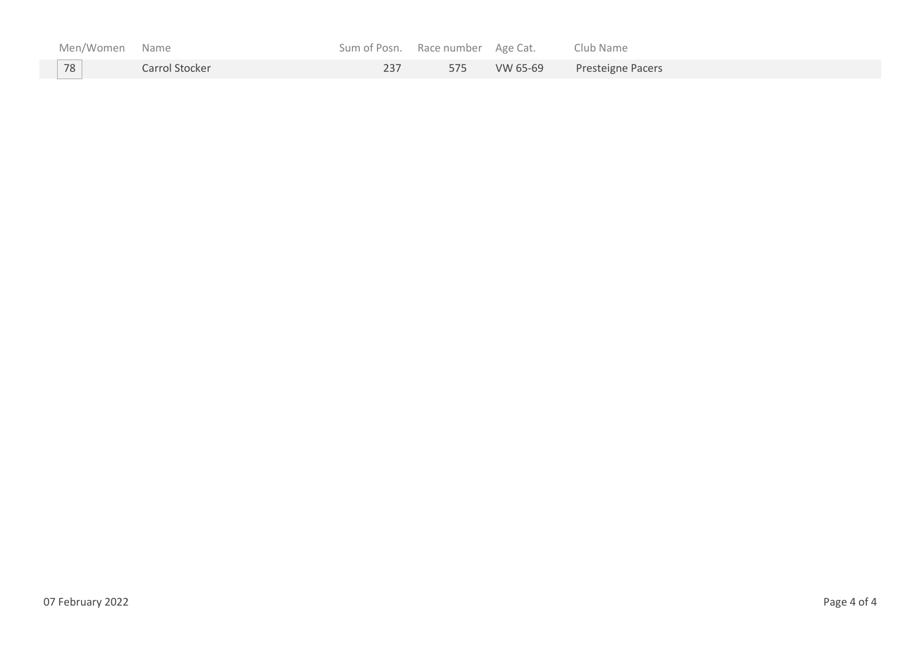| Men/Women | Name | Sum of Posn. | Race number | Age Cat. | Club Name |
|---|---|---|---|---|---|
| 78 | Carrol Stocker | 237 | 575 | VW 65-69 | Presteigne Pacers |

07 February 2022